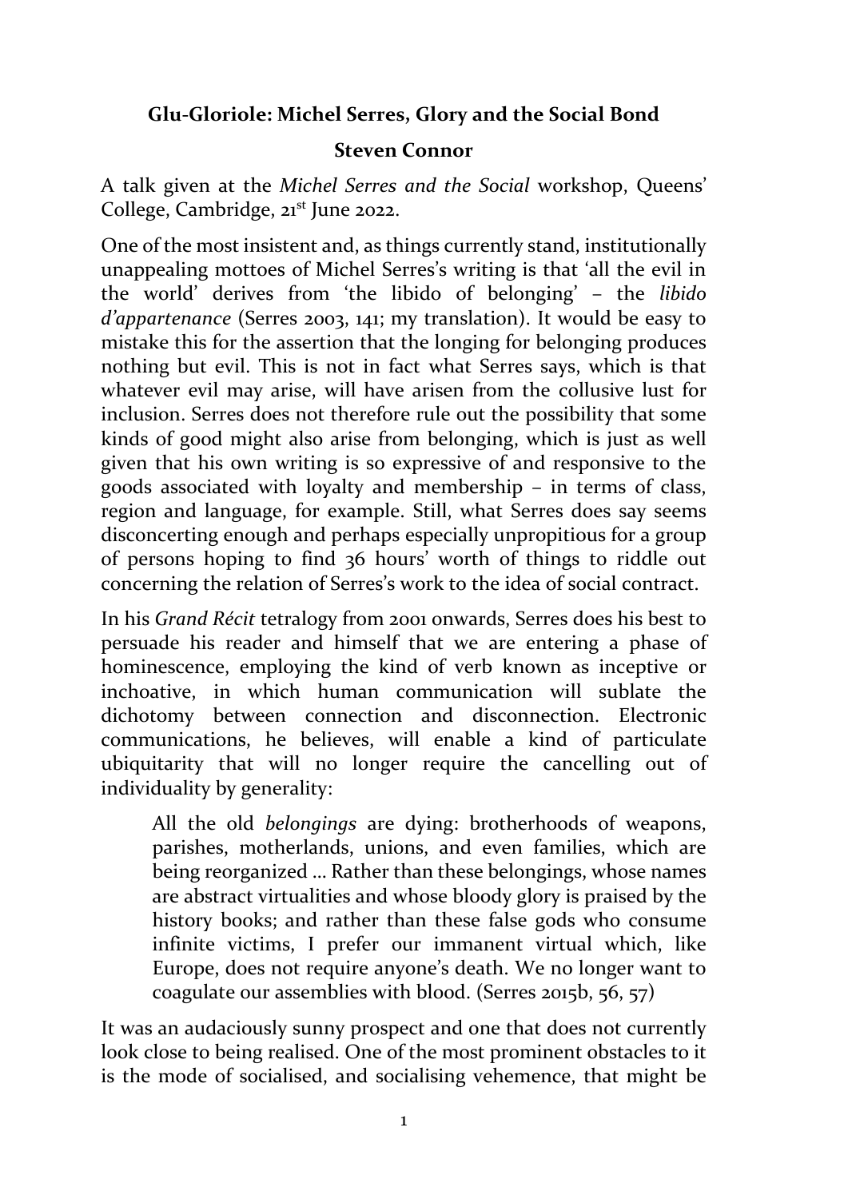# Glu-Gloriole: Michel Serres, Glory and the Social Bond

## Steven Connor

A talk given at the *Michel Serres and the Social* workshop, Queens' College, Cambridge, 21st June 2022.

One of the most insistent and, as things currently stand, institutionally unappealing mottoes of Michel Serres's writing is that 'all the evil in the world' derives from 'the libido of belonging' – the *libido d'appartenance* (Serres 2003, 141; my translation). It would be easy to mistake this for the assertion that the longing for belonging produces nothing but evil. This is not in fact what Serres says, which is that whatever evil may arise, will have arisen from the collusive lust for inclusion. Serres does not therefore rule out the possibility that some kinds of good might also arise from belonging, which is just as well given that his own writing is so expressive of and responsive to the goods associated with loyalty and membership – in terms of class, region and language, for example. Still, what Serres does say seems disconcerting enough and perhaps especially unpropitious for a group of persons hoping to find 36 hours' worth of things to riddle out concerning the relation of Serres's work to the idea of social contract.

In his *Grand Récit* tetralogy from 2001 onwards, Serres does his best to persuade his reader and himself that we are entering a phase of hominescence, employing the kind of verb known as inceptive or inchoative, in which human communication will sublate the dichotomy between connection and disconnection. Electronic communications, he believes, will enable a kind of particulate ubiquitarity that will no longer require the cancelling out of individuality by generality:

> All the old *belongings* are dying: brotherhoods of weapons, parishes, motherlands, unions, and even families, which are being reorganized … Rather than these belongings, whose names are abstract virtualities and whose bloody glory is praised by the history books; and rather than these false gods who consume infinite victims, I prefer our immanent virtual which, like Europe, does not require anyone's death. We no longer want to coagulate our assemblies with blood. (Serres 2015b, 56, 57)

It was an audaciously sunny prospect and one that does not currently look close to being realised. One of the most prominent obstacles to it is the mode of socialised, and socialising vehemence, that might be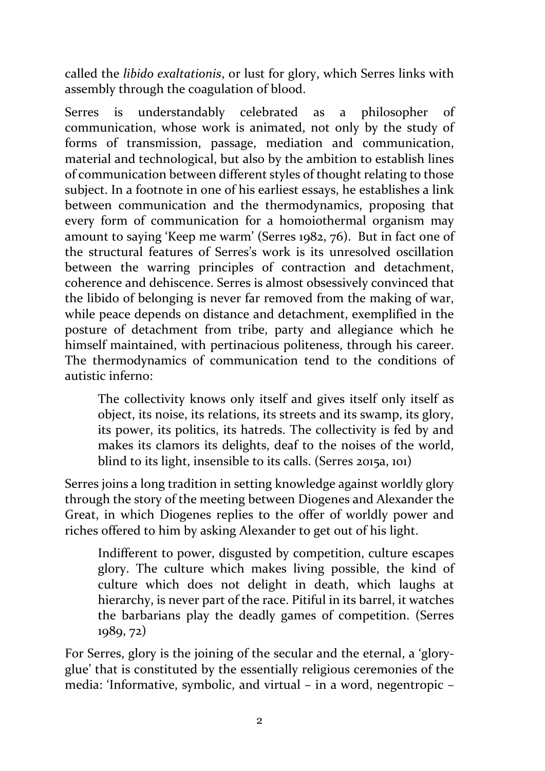called the *libido exaltationis*, or lust for glory, which Serres links with assembly through the coagulation of blood.

Serres is understandably celebrated as a philosopher of communication, whose work is animated, not only by the study of forms of transmission, passage, mediation and communication, material and technological, but also by the ambition to establish lines of communication between different styles of thought relating to those subject. In a footnote in one of his earliest essays, he establishes a link between communication and the thermodynamics, proposing that every form of communication for a homoiothermal organism may amount to saying 'Keep me warm' (Serres 1982, 76). But in fact one of the structural features of Serres's work is its unresolved oscillation between the warring principles of contraction and detachment, coherence and dehiscence. Serres is almost obsessively convinced that the libido of belonging is never far removed from the making of war, while peace depends on distance and detachment, exemplified in the posture of detachment from tribe, party and allegiance which he himself maintained, with pertinacious politeness, through his career. The thermodynamics of communication tend to the conditions of autistic inferno:

> The collectivity knows only itself and gives itself only itself as object, its noise, its relations, its streets and its swamp, its glory, its power, its politics, its hatreds. The collectivity is fed by and makes its clamors its delights, deaf to the noises of the world, blind to its light, insensible to its calls. (Serres 2015a, 101)

Serres joins a long tradition in setting knowledge against worldly glory through the story of the meeting between Diogenes and Alexander the Great, in which Diogenes replies to the offer of worldly power and riches offered to him by asking Alexander to get out of his light.

> Indifferent to power, disgusted by competition, culture escapes glory. The culture which makes living possible, the kind of culture which does not delight in death, which laughs at hierarchy, is never part of the race. Pitiful in its barrel, it watches the barbarians play the deadly games of competition. (Serres 1989, 72)

For Serres, glory is the joining of the secular and the eternal, a 'glory-glue' that is constituted by the essentially religious ceremonies of the media: 'Informative, symbolic, and virtual – in a word, negentropic –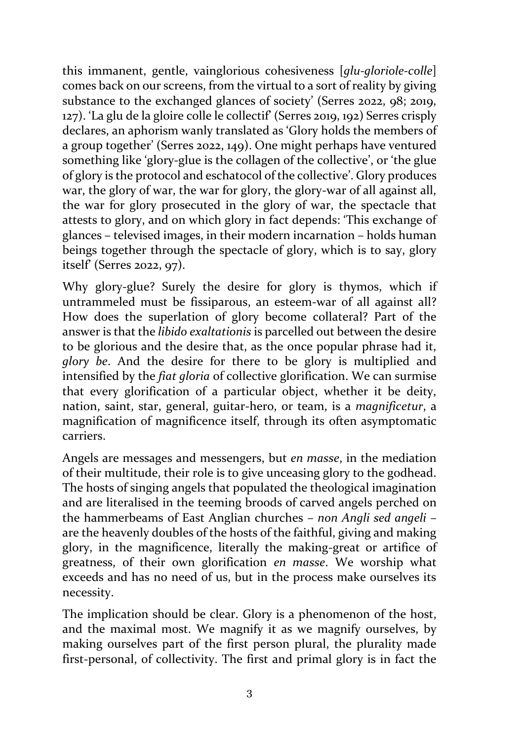this immanent, gentle, vainglorious cohesiveness [*glu-gloriole-colle*] comes back on our screens, from the virtual to a sort of reality by giving substance to the exchanged glances of society' (Serres 2022, 98; 2019, 127). 'La glu de la gloire colle le collectif' (Serres 2019, 192) Serres crisply declares, an aphorism wanly translated as 'Glory holds the members of a group together' (Serres 2022, 149). One might perhaps have ventured something like 'glory-glue is the collagen of the collective', or 'the glue of glory is the protocol and eschatocol of the collective'. Glory produces war, the glory of war, the war for glory, the glory-war of all against all, the war for glory prosecuted in the glory of war, the spectacle that attests to glory, and on which glory in fact depends: 'This exchange of glances – televised images, in their modern incarnation – holds human beings together through the spectacle of glory, which is to say, glory itself' (Serres 2022, 97).

Why glory-glue? Surely the desire for glory is thymos, which if untrammeled must be fissiparous, an esteem-war of all against all? How does the superlation of glory become collateral? Part of the answer is that the *libido exaltationis* is parcelled out between the desire to be glorious and the desire that, as the once popular phrase had it, *glory be*. And the desire for there to be glory is multiplied and intensified by the *fiat gloria* of collective glorification. We can surmise that every glorification of a particular object, whether it be deity, nation, saint, star, general, guitar-hero, or team, is a *magnificetur*, a magnification of magnificence itself, through its often asymptomatic carriers.

Angels are messages and messengers, but *en masse*, in the mediation of their multitude, their role is to give unceasing glory to the godhead. The hosts of singing angels that populated the theological imagination and are literalised in the teeming broods of carved angels perched on the hammerbeams of East Anglian churches – *non Angli sed angeli* – are the heavenly doubles of the hosts of the faithful, giving and making glory, in the magnificence, literally the making-great or artifice of greatness, of their own glorification *en masse*. We worship what exceeds and has no need of us, but in the process make ourselves its necessity.

The implication should be clear. Glory is a phenomenon of the host, and the maximal most. We magnify it as we magnify ourselves, by making ourselves part of the first person plural, the plurality made first-personal, of collectivity. The first and primal glory is in fact the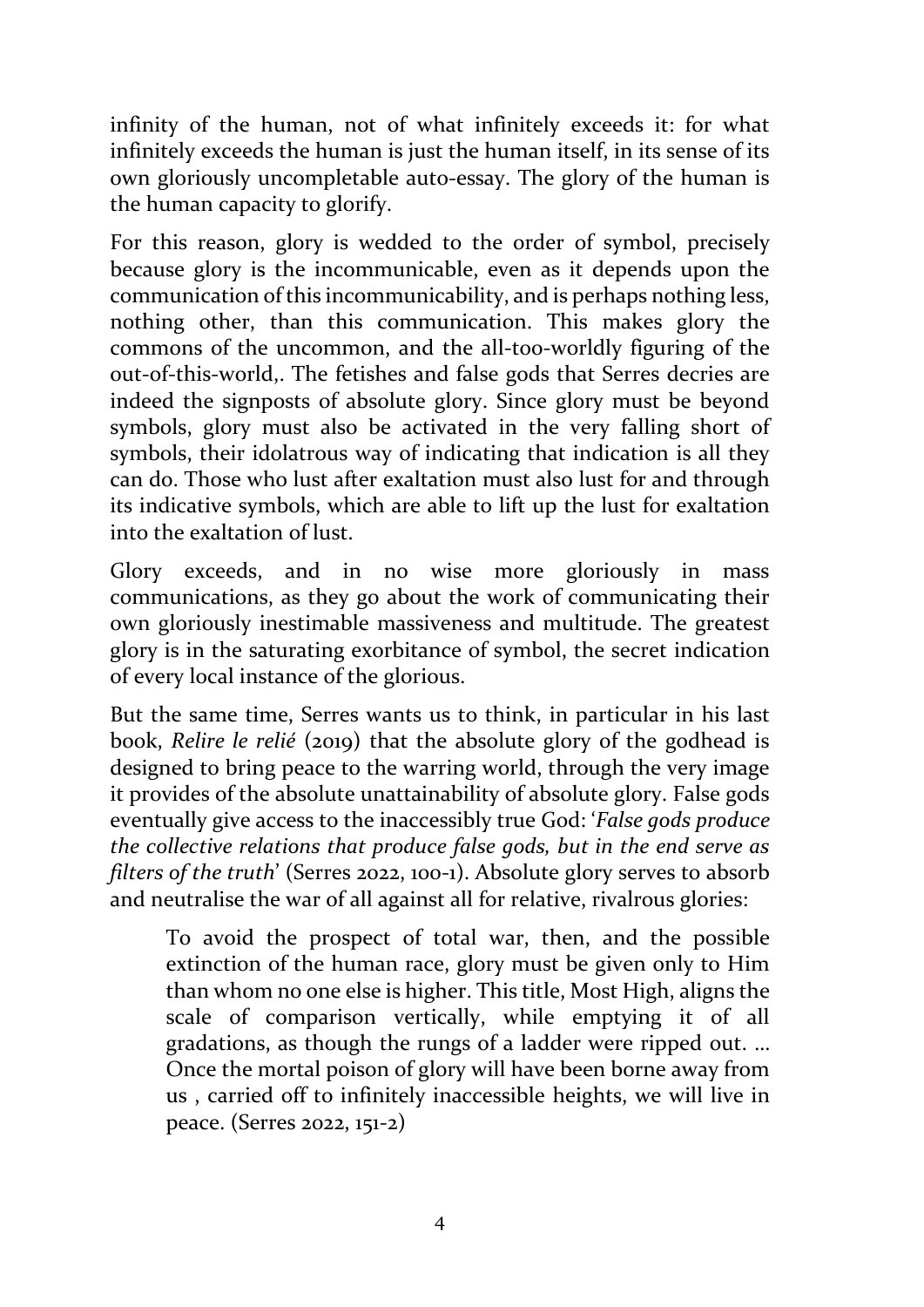infinity of the human, not of what infinitely exceeds it: for what infinitely exceeds the human is just the human itself, in its sense of its own gloriously uncompletable auto-essay. The glory of the human is the human capacity to glorify.

For this reason, glory is wedded to the order of symbol, precisely because glory is the incommunicable, even as it depends upon the communication of this incommunicability, and is perhaps nothing less, nothing other, than this communication. This makes glory the commons of the uncommon, and the all-too-worldly figuring of the out-of-this-world,. The fetishes and false gods that Serres decries are indeed the signposts of absolute glory. Since glory must be beyond symbols, glory must also be activated in the very falling short of symbols, their idolatrous way of indicating that indication is all they can do. Those who lust after exaltation must also lust for and through its indicative symbols, which are able to lift up the lust for exaltation into the exaltation of lust.

Glory exceeds, and in no wise more gloriously in mass communications, as they go about the work of communicating their own gloriously inestimable massiveness and multitude. The greatest glory is in the saturating exorbitance of symbol, the secret indication of every local instance of the glorious.

But the same time, Serres wants us to think, in particular in his last book, *Relire le relié* (2019) that the absolute glory of the godhead is designed to bring peace to the warring world, through the very image it provides of the absolute unattainability of absolute glory. False gods eventually give access to the inaccessibly true God: '*False gods produce the collective relations that produce false gods, but in the end serve as filters of the truth*' (Serres 2022, 100-1). Absolute glory serves to absorb and neutralise the war of all against all for relative, rivalrous glories:

> To avoid the prospect of total war, then, and the possible extinction of the human race, glory must be given only to Him than whom no one else is higher. This title, Most High, aligns the scale of comparison vertically, while emptying it of all gradations, as though the rungs of a ladder were ripped out. ... Once the mortal poison of glory will have been borne away from us , carried off to infinitely inaccessible heights, we will live in peace. (Serres 2022, 151-2)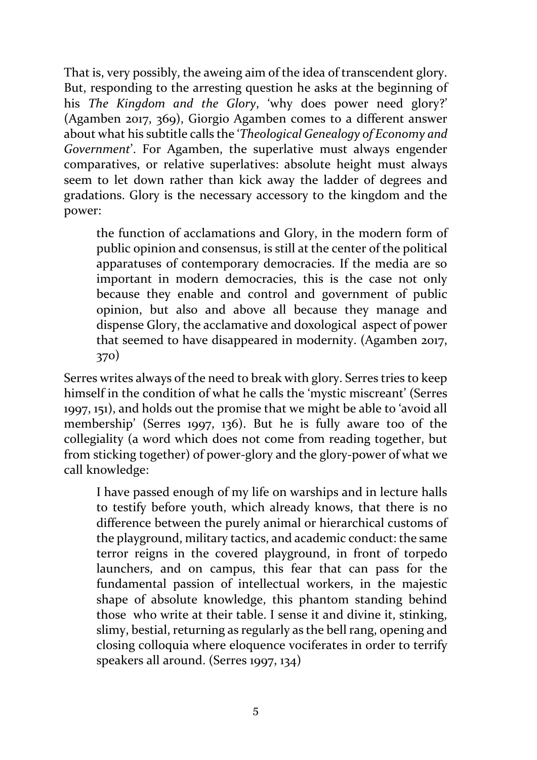That is, very possibly, the aweing aim of the idea of transcendent glory. But, responding to the arresting question he asks at the beginning of his *The Kingdom and the Glory*, 'why does power need glory?' (Agamben 2017, 369), Giorgio Agamben comes to a different answer about what his subtitle calls the '*Theological Genealogy of Economy and Government*'. For Agamben, the superlative must always engender comparatives, or relative superlatives: absolute height must always seem to let down rather than kick away the ladder of degrees and gradations. Glory is the necessary accessory to the kingdom and the power:

> the function of acclamations and Glory, in the modern form of public opinion and consensus, is still at the center of the political apparatuses of contemporary democracies. If the media are so important in modern democracies, this is the case not only because they enable and control and government of public opinion, but also and above all because they manage and dispense Glory, the acclamative and doxological aspect of power that seemed to have disappeared in modernity. (Agamben 2017, 370)

Serres writes always of the need to break with glory. Serres tries to keep himself in the condition of what he calls the 'mystic miscreant' (Serres 1997, 151), and holds out the promise that we might be able to 'avoid all membership' (Serres 1997, 136). But he is fully aware too of the collegiality (a word which does not come from reading together, but from sticking together) of power-glory and the glory-power of what we call knowledge:

> I have passed enough of my life on warships and in lecture halls to testify before youth, which already knows, that there is no difference between the purely animal or hierarchical customs of the playground, military tactics, and academic conduct: the same terror reigns in the covered playground, in front of torpedo launchers, and on campus, this fear that can pass for the fundamental passion of intellectual workers, in the majestic shape of absolute knowledge, this phantom standing behind those who write at their table. I sense it and divine it, stinking, slimy, bestial, returning as regularly as the bell rang, opening and closing colloquia where eloquence vociferates in order to terrify speakers all around. (Serres 1997, 134)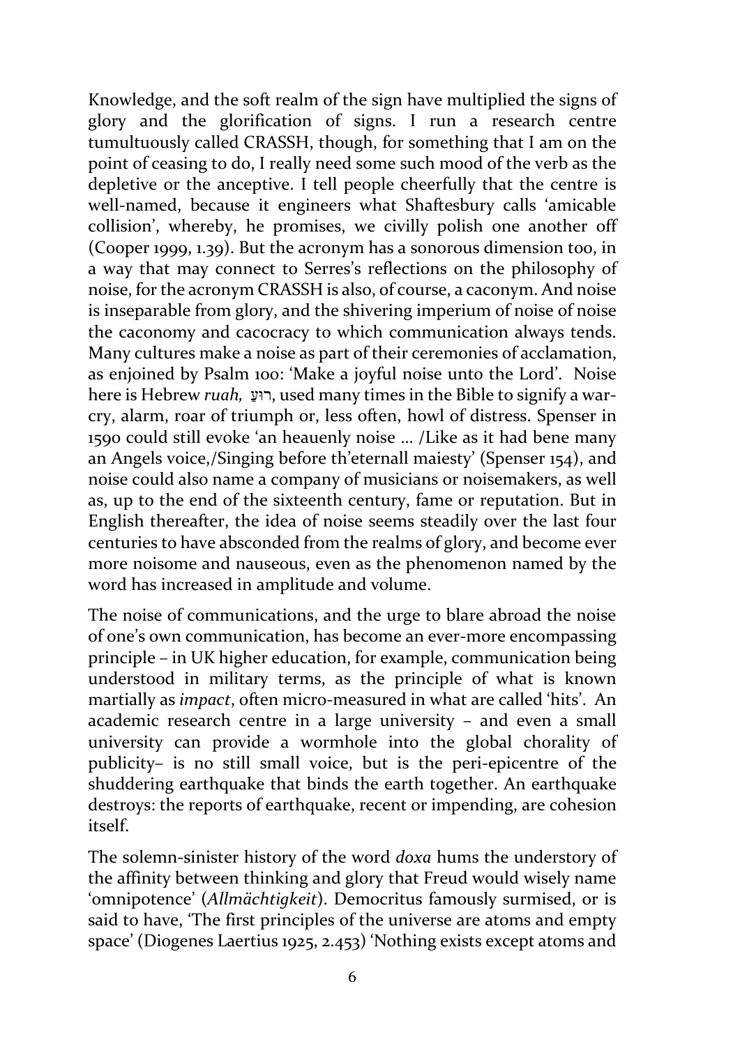Knowledge, and the soft realm of the sign have multiplied the signs of glory and the glorification of signs. I run a research centre tumultuously called CRASSH, though, for something that I am on the point of ceasing to do, I really need some such mood of the verb as the depletive or the anceptive. I tell people cheerfully that the centre is well-named, because it engineers what Shaftesbury calls 'amicable collision', whereby, he promises, we civilly polish one another off (Cooper 1999, 1.39). But the acronym has a sonorous dimension too, in a way that may connect to Serres's reflections on the philosophy of noise, for the acronym CRASSH is also, of course, a caconym. And noise is inseparable from glory, and the shivering imperium of noise of noise the caconomy and cacocracy to which communication always tends. Many cultures make a noise as part of their ceremonies of acclamation, as enjoined by Psalm 100: 'Make a joyful noise unto the Lord'. Noise here is Hebrew *ruah,* רוּעַ, used many times in the Bible to signify a war-cry, alarm, roar of triumph or, less often, howl of distress. Spenser in 1590 could still evoke 'an heauenly noise … /Like as it had bene many an Angels voice,/Singing before th'eternall maiesty' (Spenser 154), and noise could also name a company of musicians or noisemakers, as well as, up to the end of the sixteenth century, fame or reputation. But in English thereafter, the idea of noise seems steadily over the last four centuries to have absconded from the realms of glory, and become ever more noisome and nauseous, even as the phenomenon named by the word has increased in amplitude and volume.

The noise of communications, and the urge to blare abroad the noise of one's own communication, has become an ever-more encompassing principle – in UK higher education, for example, communication being understood in military terms, as the principle of what is known martially as *impact*, often micro-measured in what are called 'hits'. An academic research centre in a large university – and even a small university can provide a wormhole into the global chorality of publicity– is no still small voice, but is the peri-epicentre of the shuddering earthquake that binds the earth together. An earthquake destroys: the reports of earthquake, recent or impending, are cohesion itself.

The solemn-sinister history of the word *doxa* hums the understory of the affinity between thinking and glory that Freud would wisely name 'omnipotence' (*Allmächtigkeit*). Democritus famously surmised, or is said to have, 'The first principles of the universe are atoms and empty space' (Diogenes Laertius 1925, 2.453) 'Nothing exists except atoms and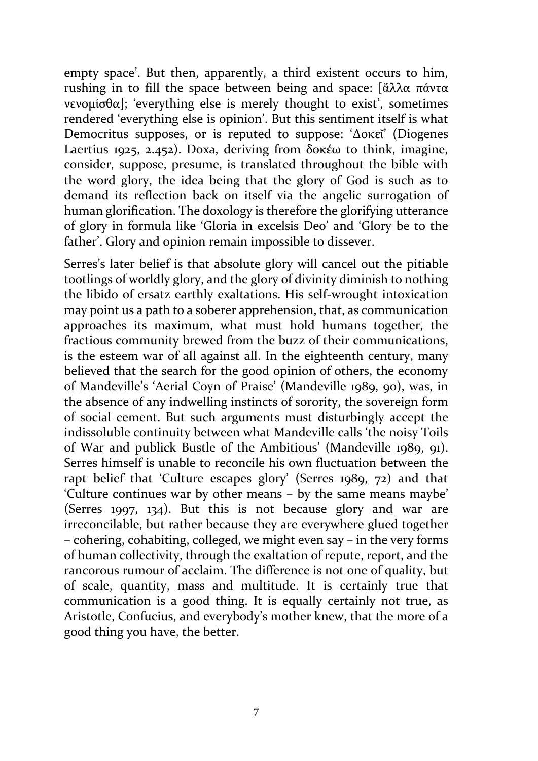empty space'. But then, apparently, a third existent occurs to him, rushing in to fill the space between being and space: [ἄλλα πάντα νενομίσθα]; 'everything else is merely thought to exist', sometimes rendered 'everything else is opinion'. But this sentiment itself is what Democritus supposes, or is reputed to suppose: 'Δοκεῖ' (Diogenes Laertius 1925, 2.452). Doxa, deriving from δοκέω to think, imagine, consider, suppose, presume, is translated throughout the bible with the word glory, the idea being that the glory of God is such as to demand its reflection back on itself via the angelic surrogation of human glorification. The doxology is therefore the glorifying utterance of glory in formula like 'Gloria in excelsis Deo' and 'Glory be to the father'. Glory and opinion remain impossible to dissever.

Serres's later belief is that absolute glory will cancel out the pitiable tootlings of worldly glory, and the glory of divinity diminish to nothing the libido of ersatz earthly exaltations. His self-wrought intoxication may point us a path to a soberer apprehension, that, as communication approaches its maximum, what must hold humans together, the fractious community brewed from the buzz of their communications, is the esteem war of all against all. In the eighteenth century, many believed that the search for the good opinion of others, the economy of Mandeville's 'Aerial Coyn of Praise' (Mandeville 1989, 90), was, in the absence of any indwelling instincts of sorority, the sovereign form of social cement. But such arguments must disturbingly accept the indissoluble continuity between what Mandeville calls 'the noisy Toils of War and publick Bustle of the Ambitious' (Mandeville 1989, 91). Serres himself is unable to reconcile his own fluctuation between the rapt belief that 'Culture escapes glory' (Serres 1989, 72) and that 'Culture continues war by other means – by the same means maybe' (Serres 1997, 134). But this is not because glory and war are irreconcilable, but rather because they are everywhere glued together – cohering, cohabiting, colleged, we might even say – in the very forms of human collectivity, through the exaltation of repute, report, and the rancorous rumour of acclaim. The difference is not one of quality, but of scale, quantity, mass and multitude. It is certainly true that communication is a good thing. It is equally certainly not true, as Aristotle, Confucius, and everybody's mother knew, that the more of a good thing you have, the better.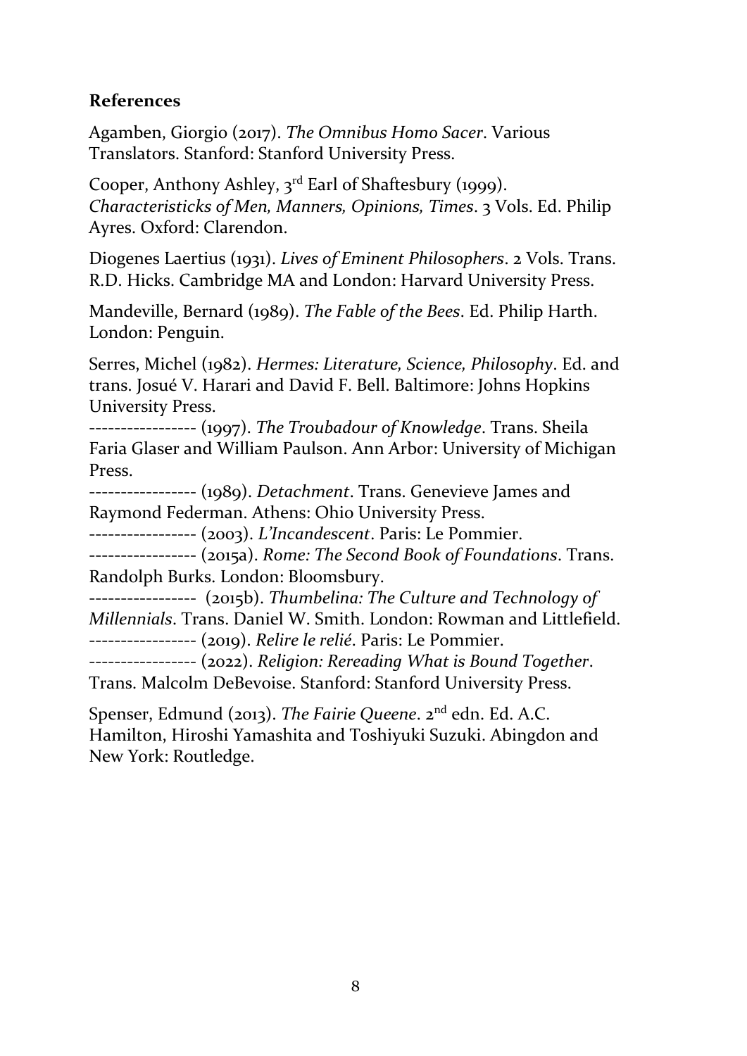## References

Agamben, Giorgio (2017). *The Omnibus Homo Sacer*. Various Translators. Stanford: Stanford University Press.

Cooper, Anthony Ashley, 3rd Earl of Shaftesbury (1999). *Characteristicks of Men, Manners, Opinions, Times*. 3 Vols. Ed. Philip Ayres. Oxford: Clarendon.

Diogenes Laertius (1931). *Lives of Eminent Philosophers*. 2 Vols. Trans. R.D. Hicks. Cambridge MA and London: Harvard University Press.

Mandeville, Bernard (1989). *The Fable of the Bees*. Ed. Philip Harth. London: Penguin.

Serres, Michel (1982). *Hermes: Literature, Science, Philosophy*. Ed. and trans. Josué V. Harari and David F. Bell. Baltimore: Johns Hopkins University Press.
----------------- (1997). *The Troubadour of Knowledge*. Trans. Sheila Faria Glaser and William Paulson. Ann Arbor: University of Michigan Press.
----------------- (1989). *Detachment*. Trans. Genevieve James and Raymond Federman. Athens: Ohio University Press.
----------------- (2003). *L'Incandescent*. Paris: Le Pommier.
----------------- (2015a). *Rome: The Second Book of Foundations*. Trans. Randolph Burks. London: Bloomsbury.
----------------- (2015b). *Thumbelina: The Culture and Technology of Millennials*. Trans. Daniel W. Smith. London: Rowman and Littlefield.
----------------- (2019). *Relire le relié*. Paris: Le Pommier.
----------------- (2022). *Religion: Rereading What is Bound Together*. Trans. Malcolm DeBevoise. Stanford: Stanford University Press.

Spenser, Edmund (2013). *The Fairie Queene*. 2nd edn. Ed. A.C. Hamilton, Hiroshi Yamashita and Toshiyuki Suzuki. Abingdon and New York: Routledge.